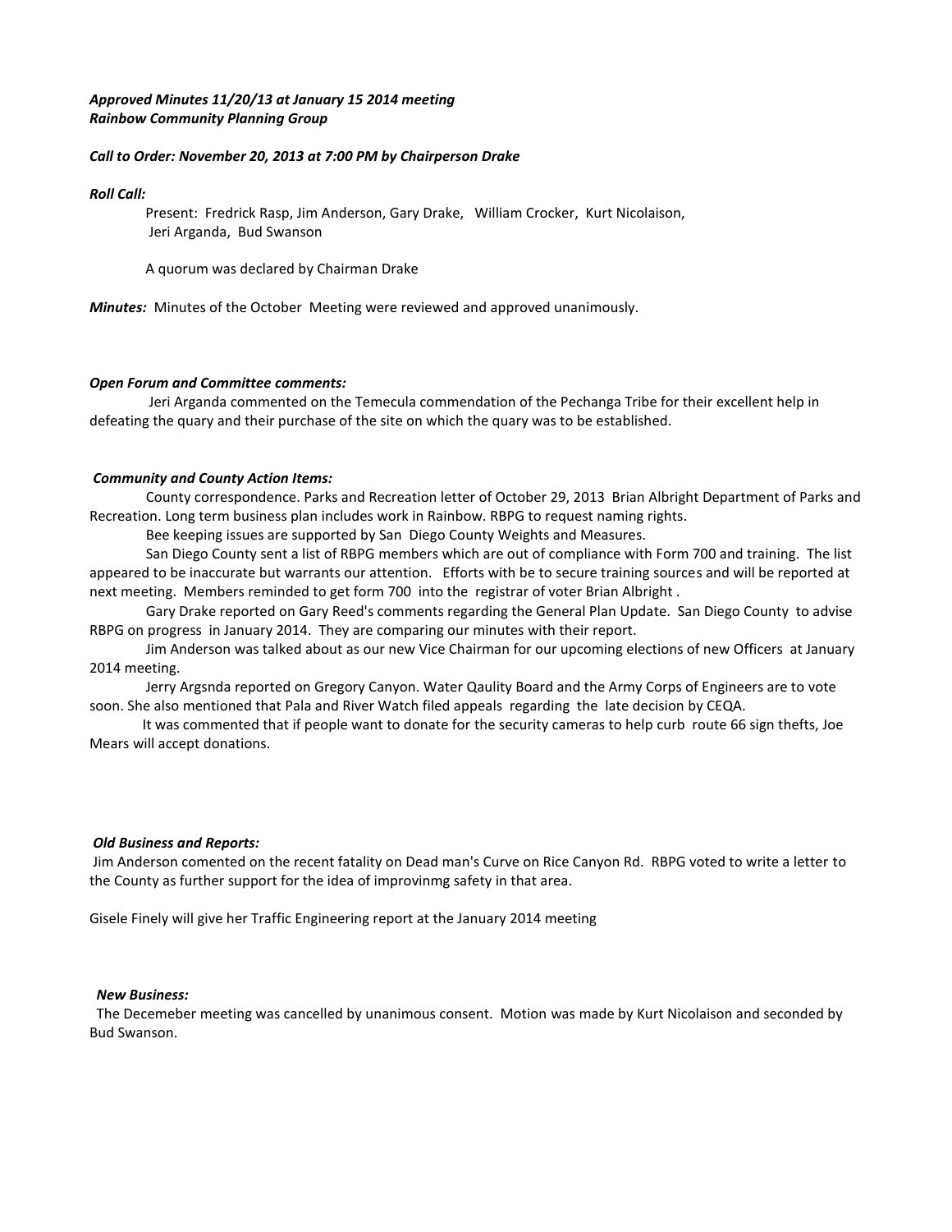***Approved Minutes 11/20/13 at January 15 2014 meeting***
***Rainbow Community Planning Group***

***Call to Order: November 20, 2013 at 7:00 PM by Chairperson Drake***

***Roll Call:***

Present: Fredrick Rasp, Jim Anderson, Gary Drake, William Crocker, Kurt Nicolaison, Jeri Arganda, Bud Swanson

A quorum was declared by Chairman Drake

***Minutes:*** Minutes of the October Meeting were reviewed and approved unanimously.

***Open Forum and Committee comments:***

Jeri Arganda commented on the Temecula commendation of the Pechanga Tribe for their excellent help in defeating the quary and their purchase of the site on which the quary was to be established.

***Community and County Action Items:***

County correspondence. Parks and Recreation letter of October 29, 2013 Brian Albright Department of Parks and Recreation. Long term business plan includes work in Rainbow. RBPG to request naming rights.

Bee keeping issues are supported by San Diego County Weights and Measures.

San Diego County sent a list of RBPG members which are out of compliance with Form 700 and training. The list appeared to be inaccurate but warrants our attention. Efforts with be to secure training sources and will be reported at next meeting. Members reminded to get form 700 into the registrar of voter Brian Albright .

Gary Drake reported on Gary Reed's comments regarding the General Plan Update. San Diego County to advise RBPG on progress in January 2014. They are comparing our minutes with their report.

Jim Anderson was talked about as our new Vice Chairman for our upcoming elections of new Officers at January 2014 meeting.

Jerry Argsnda reported on Gregory Canyon. Water Qaulity Board and the Army Corps of Engineers are to vote soon. She also mentioned that Pala and River Watch filed appeals regarding the late decision by CEQA.

It was commented that if people want to donate for the security cameras to help curb route 66 sign thefts, Joe Mears will accept donations.

***Old Business and Reports:***

Jim Anderson comented on the recent fatality on Dead man's Curve on Rice Canyon Rd. RBPG voted to write a letter to the County as further support for the idea of improvinmg safety in that area.

Gisele Finely will give her Traffic Engineering report at the January 2014 meeting

***New Business:***

The Decemeber meeting was cancelled by unanimous consent. Motion was made by Kurt Nicolaison and seconded by Bud Swanson.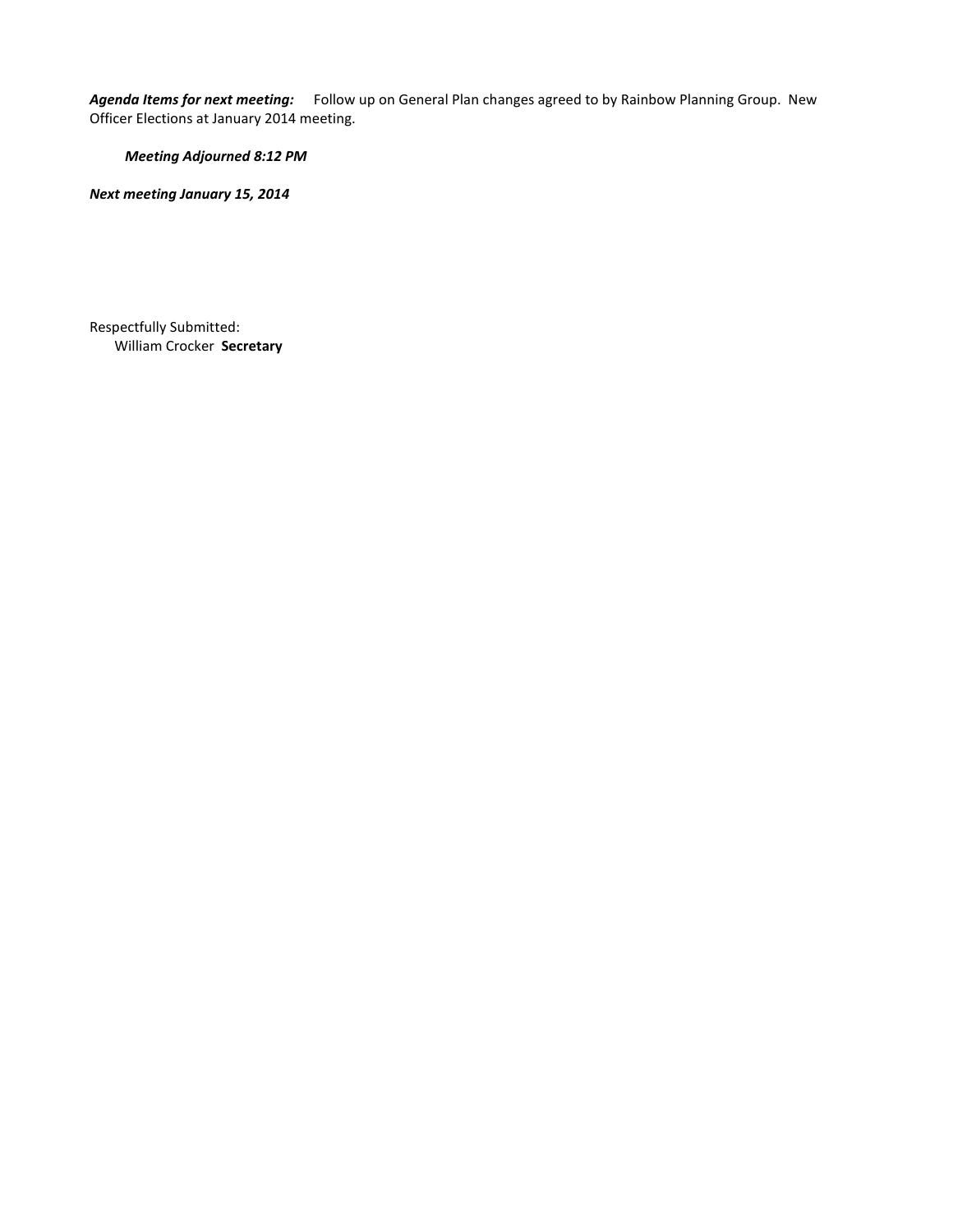***Agenda Items for next meeting:*** Follow up on General Plan changes agreed to by Rainbow Planning Group. New Officer Elections at January 2014 meeting.

***Meeting Adjourned 8:12 PM***

***Next meeting January 15, 2014***

Respectfully Submitted:
William Crocker **Secretary**